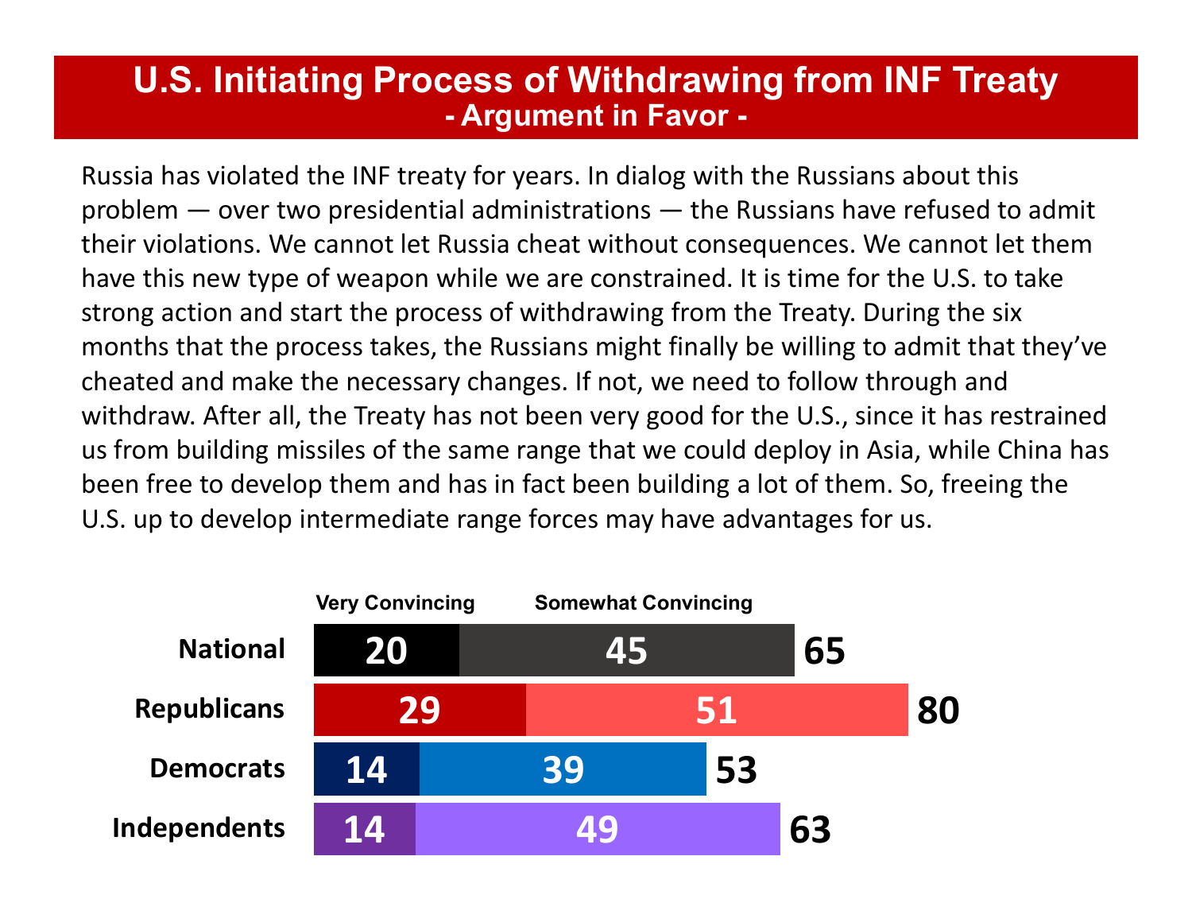# U.S. Initiating Process of Withdrawing from INF Treaty

## - Argument in Favor -

Russia has violated the INF treaty for years. In dialog with the Russians about this problem — over two presidential administrations — the Russians have refused to admit their violations. We cannot let Russia cheat without consequences. We cannot let them have this new type of weapon while we are constrained. It is time for the U.S. to take strong action and start the process of withdrawing from the Treaty. During the six months that the process takes, the Russians might finally be willing to admit that they've cheated and make the necessary changes. If not, we need to follow through and withdraw. After all, the Treaty has not been very good for the U.S., since it has restrained us from building missiles of the same range that we could deploy in Asia, while China has been free to develop them and has in fact been building a lot of them. So, freeing the U.S. up to develop intermediate range forces may have advantages for us.

| | Very Convincing | Somewhat Convincing | Total |
|---|---|---|---|
| National | 20 | 45 | 65 |
| Republicans | 29 | 51 | 80 |
| Democrats | 14 | 39 | 53 |
| Independents | 14 | 49 | 63 |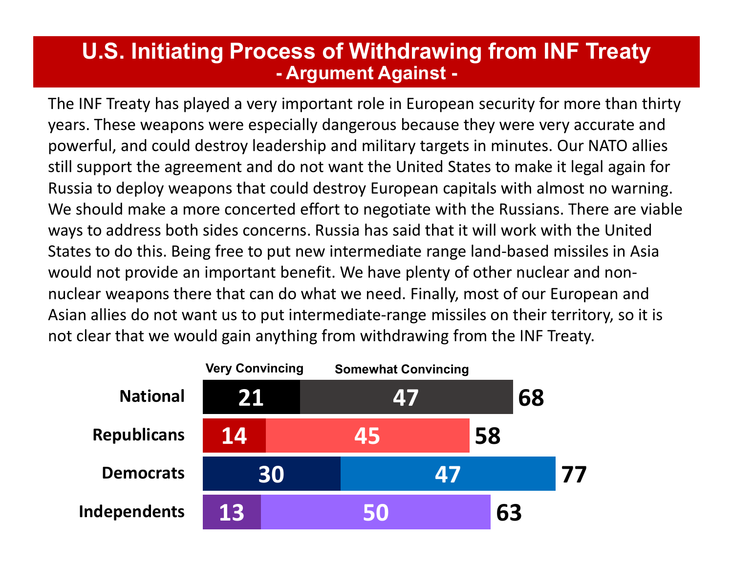# U.S. Initiating Process of Withdrawing from INF Treaty

## - Argument Against -

The INF Treaty has played a very important role in European security for more than thirty years. These weapons were especially dangerous because they were very accurate and powerful, and could destroy leadership and military targets in minutes. Our NATO allies still support the agreement and do not want the United States to make it legal again for Russia to deploy weapons that could destroy European capitals with almost no warning. We should make a more concerted effort to negotiate with the Russians. There are viable ways to address both sides concerns. Russia has said that it will work with the United States to do this. Being free to put new intermediate range land-based missiles in Asia would not provide an important benefit. We have plenty of other nuclear and non-nuclear weapons there that can do what we need. Finally, most of our European and Asian allies do not want us to put intermediate-range missiles on their territory, so it is not clear that we would gain anything from withdrawing from the INF Treaty.

| | Very Convincing | Somewhat Convincing | Total |
|---|---|---|---|
| National | 21 | 47 | 68 |
| Republicans | 14 | 45 | 58 |
| Democrats | 30 | 47 | 77 |
| Independents | 13 | 50 | 63 |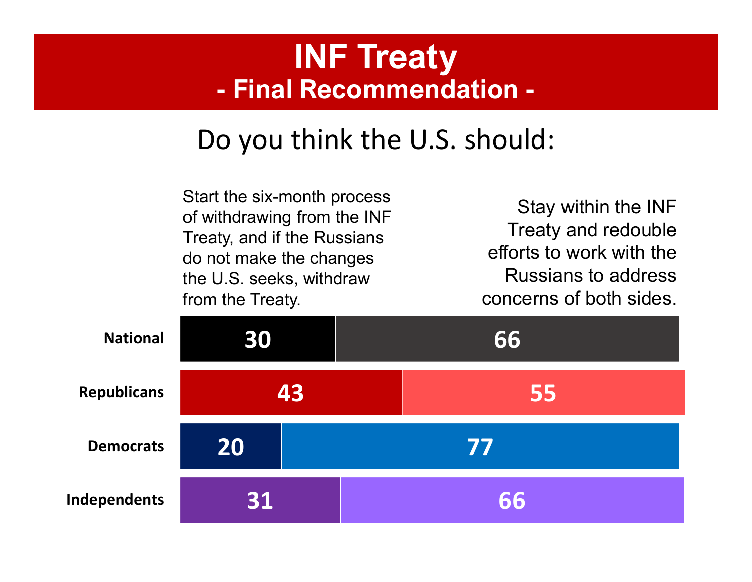# INF Treaty

## - Final Recommendation -

Do you think the U.S. should:

Start the six-month process of withdrawing from the INF Treaty, and if the Russians do not make the changes the U.S. seeks, withdraw from the Treaty.

Stay within the INF Treaty and redouble efforts to work with the Russians to address concerns of both sides.

National
30
66

Republicans
43
55

Democrats
20
77

Independents
31
66